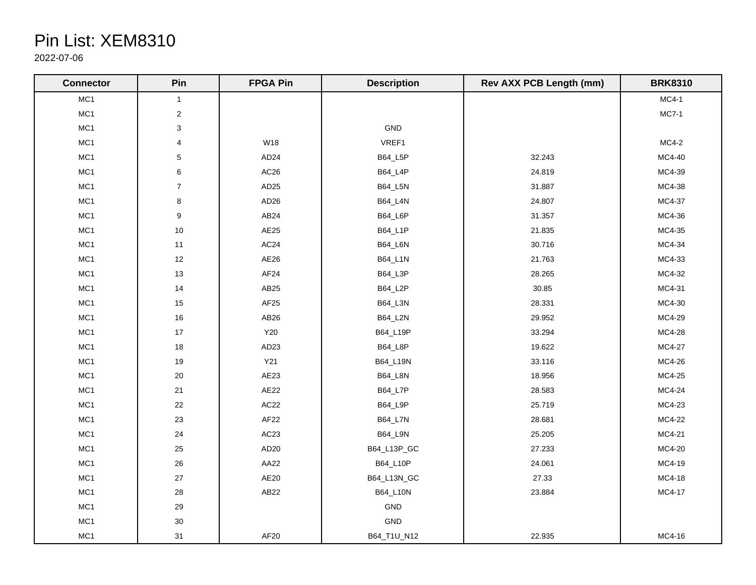# Pin List: XEM8310

2022-07-06

| Connector | Pin | FPGA Pin | Description | Rev AXX PCB Length (mm) | BRK8310 |
|---|---|---|---|---|---|
| MC1 | 1 | | | | MC4-1 |
| MC1 | 2 | | | | MC7-1 |
| MC1 | 3 | | GND | | |
| MC1 | 4 | W18 | VREF1 | | MC4-2 |
| MC1 | 5 | AD24 | B64_L5P | 32.243 | MC4-40 |
| MC1 | 6 | AC26 | B64_L4P | 24.819 | MC4-39 |
| MC1 | 7 | AD25 | B64_L5N | 31.887 | MC4-38 |
| MC1 | 8 | AD26 | B64_L4N | 24.807 | MC4-37 |
| MC1 | 9 | AB24 | B64_L6P | 31.357 | MC4-36 |
| MC1 | 10 | AE25 | B64_L1P | 21.835 | MC4-35 |
| MC1 | 11 | AC24 | B64_L6N | 30.716 | MC4-34 |
| MC1 | 12 | AE26 | B64_L1N | 21.763 | MC4-33 |
| MC1 | 13 | AF24 | B64_L3P | 28.265 | MC4-32 |
| MC1 | 14 | AB25 | B64_L2P | 30.85 | MC4-31 |
| MC1 | 15 | AF25 | B64_L3N | 28.331 | MC4-30 |
| MC1 | 16 | AB26 | B64_L2N | 29.952 | MC4-29 |
| MC1 | 17 | Y20 | B64_L19P | 33.294 | MC4-28 |
| MC1 | 18 | AD23 | B64_L8P | 19.622 | MC4-27 |
| MC1 | 19 | Y21 | B64_L19N | 33.116 | MC4-26 |
| MC1 | 20 | AE23 | B64_L8N | 18.956 | MC4-25 |
| MC1 | 21 | AE22 | B64_L7P | 28.583 | MC4-24 |
| MC1 | 22 | AC22 | B64_L9P | 25.719 | MC4-23 |
| MC1 | 23 | AF22 | B64_L7N | 28.681 | MC4-22 |
| MC1 | 24 | AC23 | B64_L9N | 25.205 | MC4-21 |
| MC1 | 25 | AD20 | B64_L13P_GC | 27.233 | MC4-20 |
| MC1 | 26 | AA22 | B64_L10P | 24.061 | MC4-19 |
| MC1 | 27 | AE20 | B64_L13N_GC | 27.33 | MC4-18 |
| MC1 | 28 | AB22 | B64_L10N | 23.884 | MC4-17 |
| MC1 | 29 | | GND | | |
| MC1 | 30 | | GND | | |
| MC1 | 31 | AF20 | B64_T1U_N12 | 22.935 | MC4-16 |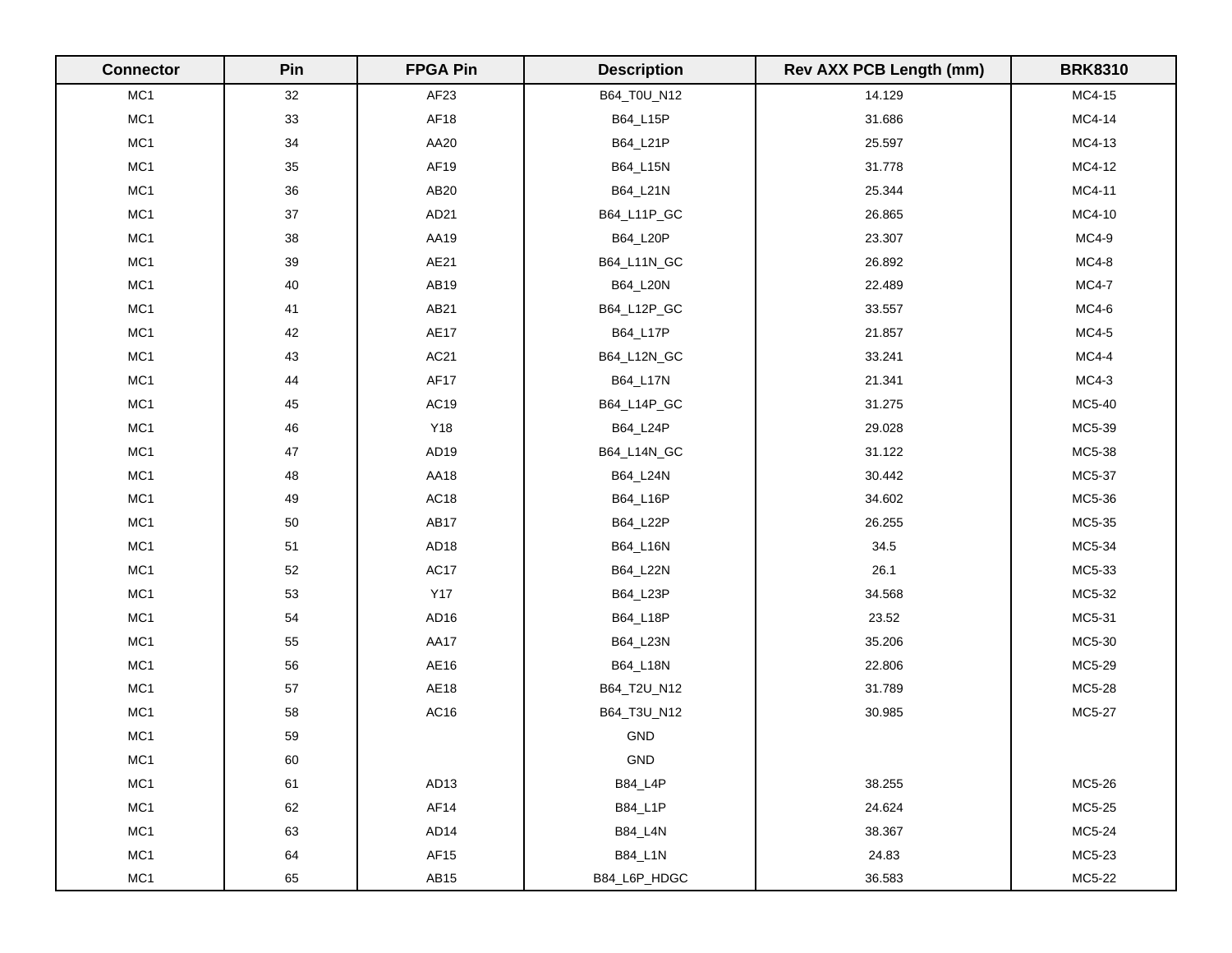| Connector | Pin | FPGA Pin | Description | Rev AXX PCB Length (mm) | BRK8310 |
|---|---|---|---|---|---|
| MC1 | 32 | AF23 | B64_T0U_N12 | 14.129 | MC4-15 |
| MC1 | 33 | AF18 | B64_L15P | 31.686 | MC4-14 |
| MC1 | 34 | AA20 | B64_L21P | 25.597 | MC4-13 |
| MC1 | 35 | AF19 | B64_L15N | 31.778 | MC4-12 |
| MC1 | 36 | AB20 | B64_L21N | 25.344 | MC4-11 |
| MC1 | 37 | AD21 | B64_L11P_GC | 26.865 | MC4-10 |
| MC1 | 38 | AA19 | B64_L20P | 23.307 | MC4-9 |
| MC1 | 39 | AE21 | B64_L11N_GC | 26.892 | MC4-8 |
| MC1 | 40 | AB19 | B64_L20N | 22.489 | MC4-7 |
| MC1 | 41 | AB21 | B64_L12P_GC | 33.557 | MC4-6 |
| MC1 | 42 | AE17 | B64_L17P | 21.857 | MC4-5 |
| MC1 | 43 | AC21 | B64_L12N_GC | 33.241 | MC4-4 |
| MC1 | 44 | AF17 | B64_L17N | 21.341 | MC4-3 |
| MC1 | 45 | AC19 | B64_L14P_GC | 31.275 | MC5-40 |
| MC1 | 46 | Y18 | B64_L24P | 29.028 | MC5-39 |
| MC1 | 47 | AD19 | B64_L14N_GC | 31.122 | MC5-38 |
| MC1 | 48 | AA18 | B64_L24N | 30.442 | MC5-37 |
| MC1 | 49 | AC18 | B64_L16P | 34.602 | MC5-36 |
| MC1 | 50 | AB17 | B64_L22P | 26.255 | MC5-35 |
| MC1 | 51 | AD18 | B64_L16N | 34.5 | MC5-34 |
| MC1 | 52 | AC17 | B64_L22N | 26.1 | MC5-33 |
| MC1 | 53 | Y17 | B64_L23P | 34.568 | MC5-32 |
| MC1 | 54 | AD16 | B64_L18P | 23.52 | MC5-31 |
| MC1 | 55 | AA17 | B64_L23N | 35.206 | MC5-30 |
| MC1 | 56 | AE16 | B64_L18N | 22.806 | MC5-29 |
| MC1 | 57 | AE18 | B64_T2U_N12 | 31.789 | MC5-28 |
| MC1 | 58 | AC16 | B64_T3U_N12 | 30.985 | MC5-27 |
| MC1 | 59 | | GND | | |
| MC1 | 60 | | GND | | |
| MC1 | 61 | AD13 | B84_L4P | 38.255 | MC5-26 |
| MC1 | 62 | AF14 | B84_L1P | 24.624 | MC5-25 |
| MC1 | 63 | AD14 | B84_L4N | 38.367 | MC5-24 |
| MC1 | 64 | AF15 | B84_L1N | 24.83 | MC5-23 |
| MC1 | 65 | AB15 | B84_L6P_HDGC | 36.583 | MC5-22 |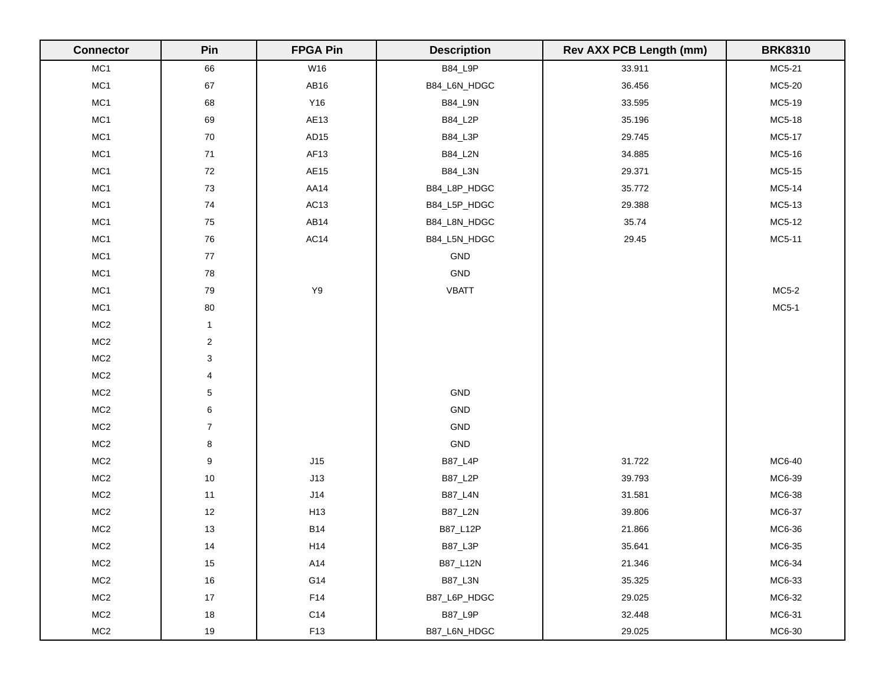| Connector | Pin | FPGA Pin | Description | Rev AXX PCB Length (mm) | BRK8310 |
|---|---|---|---|---|---|
| MC1 | 66 | W16 | B84_L9P | 33.911 | MC5-21 |
| MC1 | 67 | AB16 | B84_L6N_HDGC | 36.456 | MC5-20 |
| MC1 | 68 | Y16 | B84_L9N | 33.595 | MC5-19 |
| MC1 | 69 | AE13 | B84_L2P | 35.196 | MC5-18 |
| MC1 | 70 | AD15 | B84_L3P | 29.745 | MC5-17 |
| MC1 | 71 | AF13 | B84_L2N | 34.885 | MC5-16 |
| MC1 | 72 | AE15 | B84_L3N | 29.371 | MC5-15 |
| MC1 | 73 | AA14 | B84_L8P_HDGC | 35.772 | MC5-14 |
| MC1 | 74 | AC13 | B84_L5P_HDGC | 29.388 | MC5-13 |
| MC1 | 75 | AB14 | B84_L8N_HDGC | 35.74 | MC5-12 |
| MC1 | 76 | AC14 | B84_L5N_HDGC | 29.45 | MC5-11 |
| MC1 | 77 | | GND | | |
| MC1 | 78 | | GND | | |
| MC1 | 79 | Y9 | VBATT | | MC5-2 |
| MC1 | 80 | | | | MC5-1 |
| MC2 | 1 | | | | |
| MC2 | 2 | | | | |
| MC2 | 3 | | | | |
| MC2 | 4 | | | | |
| MC2 | 5 | | GND | | |
| MC2 | 6 | | GND | | |
| MC2 | 7 | | GND | | |
| MC2 | 8 | | GND | | |
| MC2 | 9 | J15 | B87_L4P | 31.722 | MC6-40 |
| MC2 | 10 | J13 | B87_L2P | 39.793 | MC6-39 |
| MC2 | 11 | J14 | B87_L4N | 31.581 | MC6-38 |
| MC2 | 12 | H13 | B87_L2N | 39.806 | MC6-37 |
| MC2 | 13 | B14 | B87_L12P | 21.866 | MC6-36 |
| MC2 | 14 | H14 | B87_L3P | 35.641 | MC6-35 |
| MC2 | 15 | A14 | B87_L12N | 21.346 | MC6-34 |
| MC2 | 16 | G14 | B87_L3N | 35.325 | MC6-33 |
| MC2 | 17 | F14 | B87_L6P_HDGC | 29.025 | MC6-32 |
| MC2 | 18 | C14 | B87_L9P | 32.448 | MC6-31 |
| MC2 | 19 | F13 | B87_L6N_HDGC | 29.025 | MC6-30 |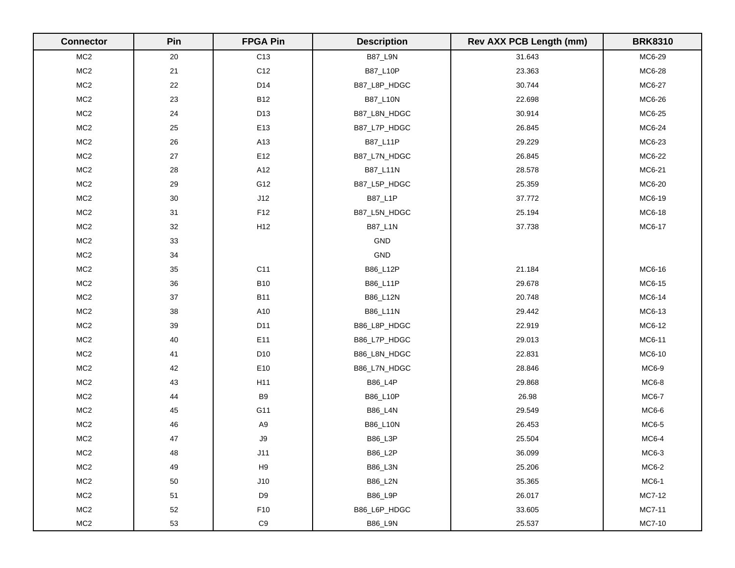| Connector | Pin | FPGA Pin | Description | Rev AXX PCB Length (mm) | BRK8310 |
|---|---|---|---|---|---|
| MC2 | 20 | C13 | B87_L9N | 31.643 | MC6-29 |
| MC2 | 21 | C12 | B87_L10P | 23.363 | MC6-28 |
| MC2 | 22 | D14 | B87_L8P_HDGC | 30.744 | MC6-27 |
| MC2 | 23 | B12 | B87_L10N | 22.698 | MC6-26 |
| MC2 | 24 | D13 | B87_L8N_HDGC | 30.914 | MC6-25 |
| MC2 | 25 | E13 | B87_L7P_HDGC | 26.845 | MC6-24 |
| MC2 | 26 | A13 | B87_L11P | 29.229 | MC6-23 |
| MC2 | 27 | E12 | B87_L7N_HDGC | 26.845 | MC6-22 |
| MC2 | 28 | A12 | B87_L11N | 28.578 | MC6-21 |
| MC2 | 29 | G12 | B87_L5P_HDGC | 25.359 | MC6-20 |
| MC2 | 30 | J12 | B87_L1P | 37.772 | MC6-19 |
| MC2 | 31 | F12 | B87_L5N_HDGC | 25.194 | MC6-18 |
| MC2 | 32 | H12 | B87_L1N | 37.738 | MC6-17 |
| MC2 | 33 | | GND | | |
| MC2 | 34 | | GND | | |
| MC2 | 35 | C11 | B86_L12P | 21.184 | MC6-16 |
| MC2 | 36 | B10 | B86_L11P | 29.678 | MC6-15 |
| MC2 | 37 | B11 | B86_L12N | 20.748 | MC6-14 |
| MC2 | 38 | A10 | B86_L11N | 29.442 | MC6-13 |
| MC2 | 39 | D11 | B86_L8P_HDGC | 22.919 | MC6-12 |
| MC2 | 40 | E11 | B86_L7P_HDGC | 29.013 | MC6-11 |
| MC2 | 41 | D10 | B86_L8N_HDGC | 22.831 | MC6-10 |
| MC2 | 42 | E10 | B86_L7N_HDGC | 28.846 | MC6-9 |
| MC2 | 43 | H11 | B86_L4P | 29.868 | MC6-8 |
| MC2 | 44 | B9 | B86_L10P | 26.98 | MC6-7 |
| MC2 | 45 | G11 | B86_L4N | 29.549 | MC6-6 |
| MC2 | 46 | A9 | B86_L10N | 26.453 | MC6-5 |
| MC2 | 47 | J9 | B86_L3P | 25.504 | MC6-4 |
| MC2 | 48 | J11 | B86_L2P | 36.099 | MC6-3 |
| MC2 | 49 | H9 | B86_L3N | 25.206 | MC6-2 |
| MC2 | 50 | J10 | B86_L2N | 35.365 | MC6-1 |
| MC2 | 51 | D9 | B86_L9P | 26.017 | MC7-12 |
| MC2 | 52 | F10 | B86_L6P_HDGC | 33.605 | MC7-11 |
| MC2 | 53 | C9 | B86_L9N | 25.537 | MC7-10 |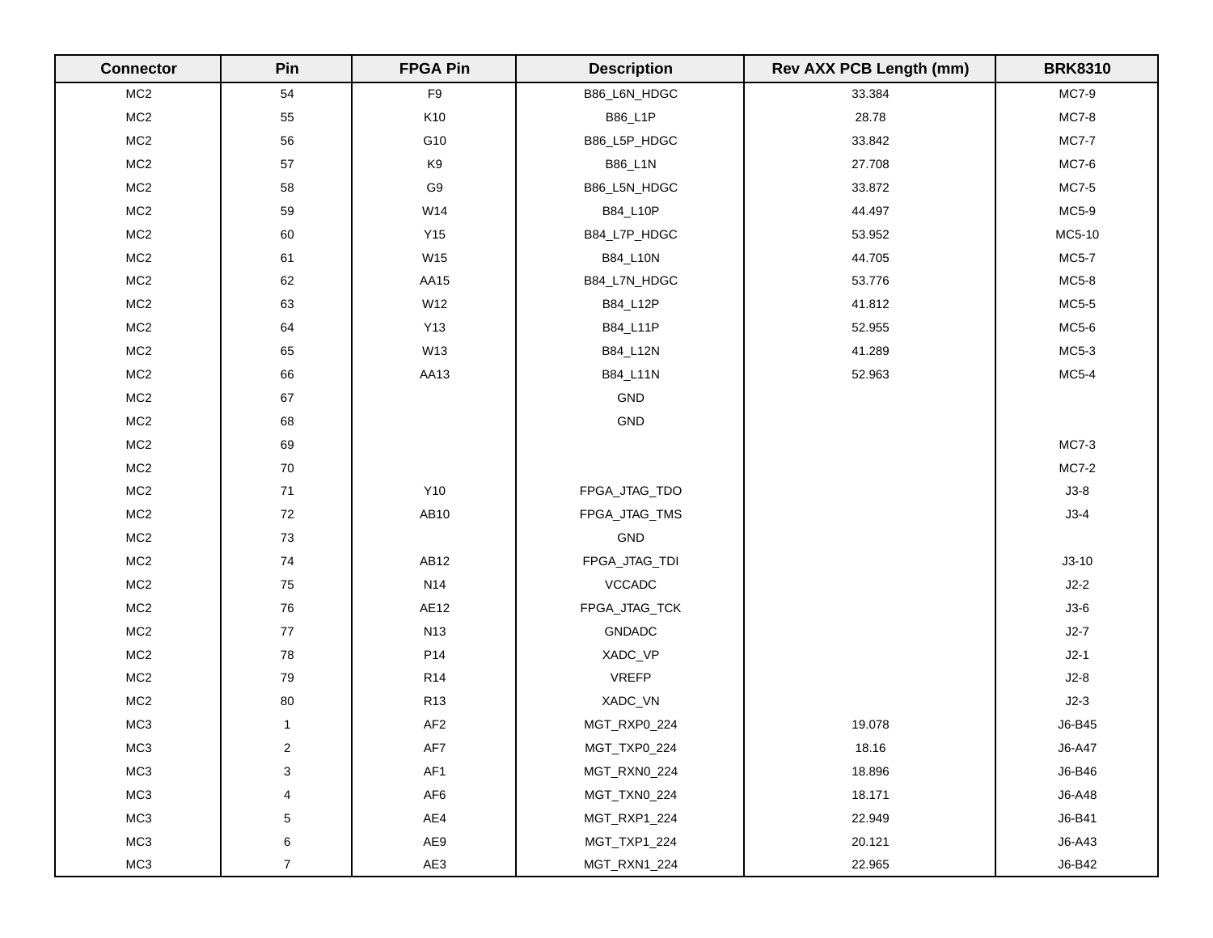| Connector | Pin | FPGA Pin | Description | Rev AXX PCB Length (mm) | BRK8310 |
|---|---|---|---|---|---|
| MC2 | 54 | F9 | B86_L6N_HDGC | 33.384 | MC7-9 |
| MC2 | 55 | K10 | B86_L1P | 28.78 | MC7-8 |
| MC2 | 56 | G10 | B86_L5P_HDGC | 33.842 | MC7-7 |
| MC2 | 57 | K9 | B86_L1N | 27.708 | MC7-6 |
| MC2 | 58 | G9 | B86_L5N_HDGC | 33.872 | MC7-5 |
| MC2 | 59 | W14 | B84_L10P | 44.497 | MC5-9 |
| MC2 | 60 | Y15 | B84_L7P_HDGC | 53.952 | MC5-10 |
| MC2 | 61 | W15 | B84_L10N | 44.705 | MC5-7 |
| MC2 | 62 | AA15 | B84_L7N_HDGC | 53.776 | MC5-8 |
| MC2 | 63 | W12 | B84_L12P | 41.812 | MC5-5 |
| MC2 | 64 | Y13 | B84_L11P | 52.955 | MC5-6 |
| MC2 | 65 | W13 | B84_L12N | 41.289 | MC5-3 |
| MC2 | 66 | AA13 | B84_L11N | 52.963 | MC5-4 |
| MC2 | 67 | | GND | | |
| MC2 | 68 | | GND | | |
| MC2 | 69 | | | | MC7-3 |
| MC2 | 70 | | | | MC7-2 |
| MC2 | 71 | Y10 | FPGA_JTAG_TDO | | J3-8 |
| MC2 | 72 | AB10 | FPGA_JTAG_TMS | | J3-4 |
| MC2 | 73 | | GND | | |
| MC2 | 74 | AB12 | FPGA_JTAG_TDI | | J3-10 |
| MC2 | 75 | N14 | VCCADC | | J2-2 |
| MC2 | 76 | AE12 | FPGA_JTAG_TCK | | J3-6 |
| MC2 | 77 | N13 | GNDADC | | J2-7 |
| MC2 | 78 | P14 | XADC_VP | | J2-1 |
| MC2 | 79 | R14 | VREFP | | J2-8 |
| MC2 | 80 | R13 | XADC_VN | | J2-3 |
| MC3 | 1 | AF2 | MGT_RXP0_224 | 19.078 | J6-B45 |
| MC3 | 2 | AF7 | MGT_TXP0_224 | 18.16 | J6-A47 |
| MC3 | 3 | AF1 | MGT_RXN0_224 | 18.896 | J6-B46 |
| MC3 | 4 | AF6 | MGT_TXN0_224 | 18.171 | J6-A48 |
| MC3 | 5 | AE4 | MGT_RXP1_224 | 22.949 | J6-B41 |
| MC3 | 6 | AE9 | MGT_TXP1_224 | 20.121 | J6-A43 |
| MC3 | 7 | AE3 | MGT_RXN1_224 | 22.965 | J6-B42 |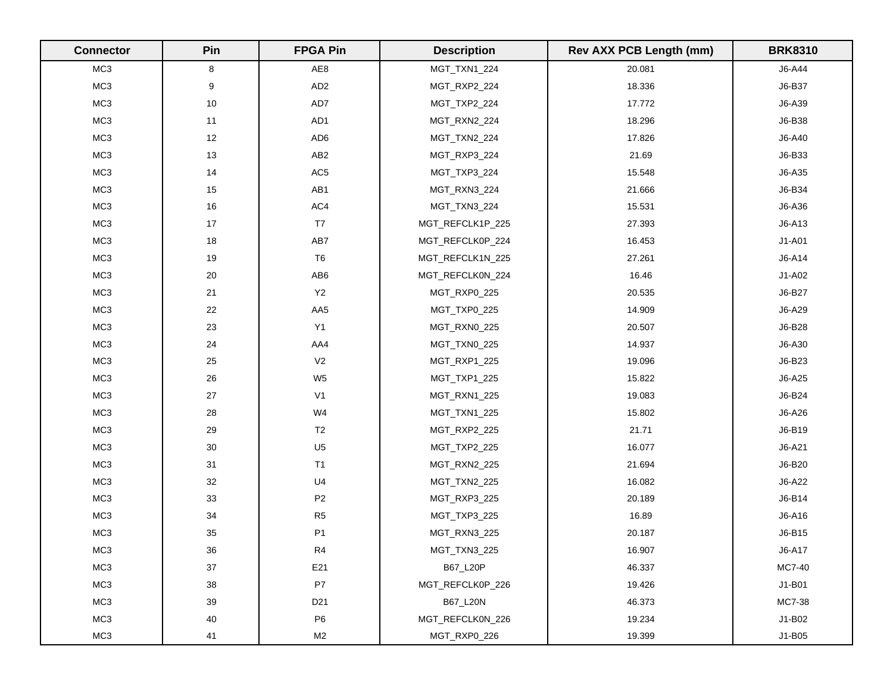| Connector | Pin | FPGA Pin | Description | Rev AXX PCB Length (mm) | BRK8310 |
|---|---|---|---|---|---|
| MC3 | 8 | AE8 | MGT_TXN1_224 | 20.081 | J6-A44 |
| MC3 | 9 | AD2 | MGT_RXP2_224 | 18.336 | J6-B37 |
| MC3 | 10 | AD7 | MGT_TXP2_224 | 17.772 | J6-A39 |
| MC3 | 11 | AD1 | MGT_RXN2_224 | 18.296 | J6-B38 |
| MC3 | 12 | AD6 | MGT_TXN2_224 | 17.826 | J6-A40 |
| MC3 | 13 | AB2 | MGT_RXP3_224 | 21.69 | J6-B33 |
| MC3 | 14 | AC5 | MGT_TXP3_224 | 15.548 | J6-A35 |
| MC3 | 15 | AB1 | MGT_RXN3_224 | 21.666 | J6-B34 |
| MC3 | 16 | AC4 | MGT_TXN3_224 | 15.531 | J6-A36 |
| MC3 | 17 | T7 | MGT_REFCLK1P_225 | 27.393 | J6-A13 |
| MC3 | 18 | AB7 | MGT_REFCLK0P_224 | 16.453 | J1-A01 |
| MC3 | 19 | T6 | MGT_REFCLK1N_225 | 27.261 | J6-A14 |
| MC3 | 20 | AB6 | MGT_REFCLK0N_224 | 16.46 | J1-A02 |
| MC3 | 21 | Y2 | MGT_RXP0_225 | 20.535 | J6-B27 |
| MC3 | 22 | AA5 | MGT_TXP0_225 | 14.909 | J6-A29 |
| MC3 | 23 | Y1 | MGT_RXN0_225 | 20.507 | J6-B28 |
| MC3 | 24 | AA4 | MGT_TXN0_225 | 14.937 | J6-A30 |
| MC3 | 25 | V2 | MGT_RXP1_225 | 19.096 | J6-B23 |
| MC3 | 26 | W5 | MGT_TXP1_225 | 15.822 | J6-A25 |
| MC3 | 27 | V1 | MGT_RXN1_225 | 19.083 | J6-B24 |
| MC3 | 28 | W4 | MGT_TXN1_225 | 15.802 | J6-A26 |
| MC3 | 29 | T2 | MGT_RXP2_225 | 21.71 | J6-B19 |
| MC3 | 30 | U5 | MGT_TXP2_225 | 16.077 | J6-A21 |
| MC3 | 31 | T1 | MGT_RXN2_225 | 21.694 | J6-B20 |
| MC3 | 32 | U4 | MGT_TXN2_225 | 16.082 | J6-A22 |
| MC3 | 33 | P2 | MGT_RXP3_225 | 20.189 | J6-B14 |
| MC3 | 34 | R5 | MGT_TXP3_225 | 16.89 | J6-A16 |
| MC3 | 35 | P1 | MGT_RXN3_225 | 20.187 | J6-B15 |
| MC3 | 36 | R4 | MGT_TXN3_225 | 16.907 | J6-A17 |
| MC3 | 37 | E21 | B67_L20P | 46.337 | MC7-40 |
| MC3 | 38 | P7 | MGT_REFCLK0P_226 | 19.426 | J1-B01 |
| MC3 | 39 | D21 | B67_L20N | 46.373 | MC7-38 |
| MC3 | 40 | P6 | MGT_REFCLK0N_226 | 19.234 | J1-B02 |
| MC3 | 41 | M2 | MGT_RXP0_226 | 19.399 | J1-B05 |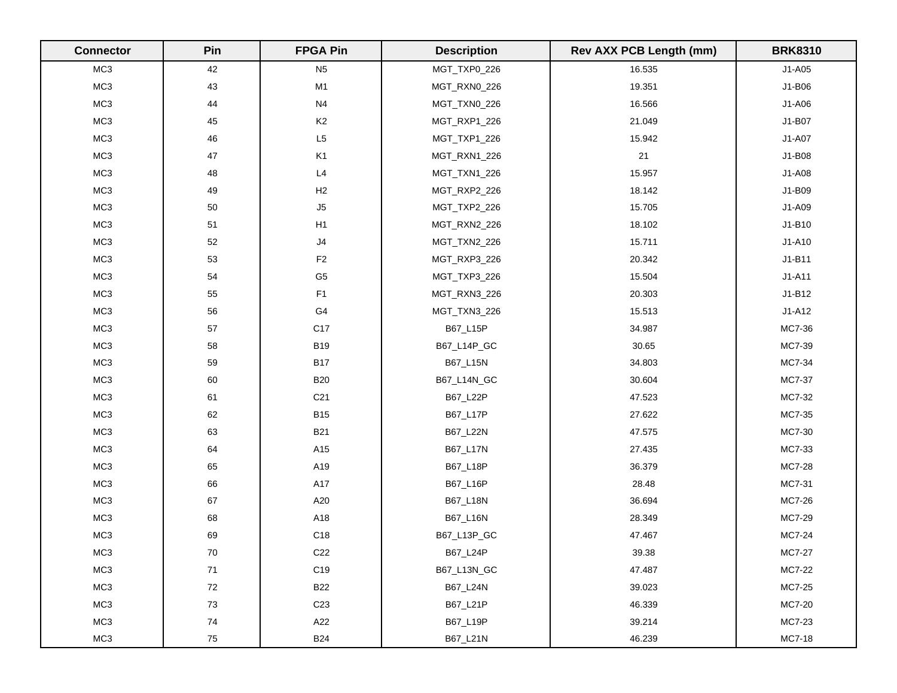| Connector | Pin | FPGA Pin | Description | Rev AXX PCB Length (mm) | BRK8310 |
| --- | --- | --- | --- | --- | --- |
| MC3 | 42 | N5 | MGT_TXP0_226 | 16.535 | J1-A05 |
| MC3 | 43 | M1 | MGT_RXN0_226 | 19.351 | J1-B06 |
| MC3 | 44 | N4 | MGT_TXN0_226 | 16.566 | J1-A06 |
| MC3 | 45 | K2 | MGT_RXP1_226 | 21.049 | J1-B07 |
| MC3 | 46 | L5 | MGT_TXP1_226 | 15.942 | J1-A07 |
| MC3 | 47 | K1 | MGT_RXN1_226 | 21 | J1-B08 |
| MC3 | 48 | L4 | MGT_TXN1_226 | 15.957 | J1-A08 |
| MC3 | 49 | H2 | MGT_RXP2_226 | 18.142 | J1-B09 |
| MC3 | 50 | J5 | MGT_TXP2_226 | 15.705 | J1-A09 |
| MC3 | 51 | H1 | MGT_RXN2_226 | 18.102 | J1-B10 |
| MC3 | 52 | J4 | MGT_TXN2_226 | 15.711 | J1-A10 |
| MC3 | 53 | F2 | MGT_RXP3_226 | 20.342 | J1-B11 |
| MC3 | 54 | G5 | MGT_TXP3_226 | 15.504 | J1-A11 |
| MC3 | 55 | F1 | MGT_RXN3_226 | 20.303 | J1-B12 |
| MC3 | 56 | G4 | MGT_TXN3_226 | 15.513 | J1-A12 |
| MC3 | 57 | C17 | B67_L15P | 34.987 | MC7-36 |
| MC3 | 58 | B19 | B67_L14P_GC | 30.65 | MC7-39 |
| MC3 | 59 | B17 | B67_L15N | 34.803 | MC7-34 |
| MC3 | 60 | B20 | B67_L14N_GC | 30.604 | MC7-37 |
| MC3 | 61 | C21 | B67_L22P | 47.523 | MC7-32 |
| MC3 | 62 | B15 | B67_L17P | 27.622 | MC7-35 |
| MC3 | 63 | B21 | B67_L22N | 47.575 | MC7-30 |
| MC3 | 64 | A15 | B67_L17N | 27.435 | MC7-33 |
| MC3 | 65 | A19 | B67_L18P | 36.379 | MC7-28 |
| MC3 | 66 | A17 | B67_L16P | 28.48 | MC7-31 |
| MC3 | 67 | A20 | B67_L18N | 36.694 | MC7-26 |
| MC3 | 68 | A18 | B67_L16N | 28.349 | MC7-29 |
| MC3 | 69 | C18 | B67_L13P_GC | 47.467 | MC7-24 |
| MC3 | 70 | C22 | B67_L24P | 39.38 | MC7-27 |
| MC3 | 71 | C19 | B67_L13N_GC | 47.487 | MC7-22 |
| MC3 | 72 | B22 | B67_L24N | 39.023 | MC7-25 |
| MC3 | 73 | C23 | B67_L21P | 46.339 | MC7-20 |
| MC3 | 74 | A22 | B67_L19P | 39.214 | MC7-23 |
| MC3 | 75 | B24 | B67_L21N | 46.239 | MC7-18 |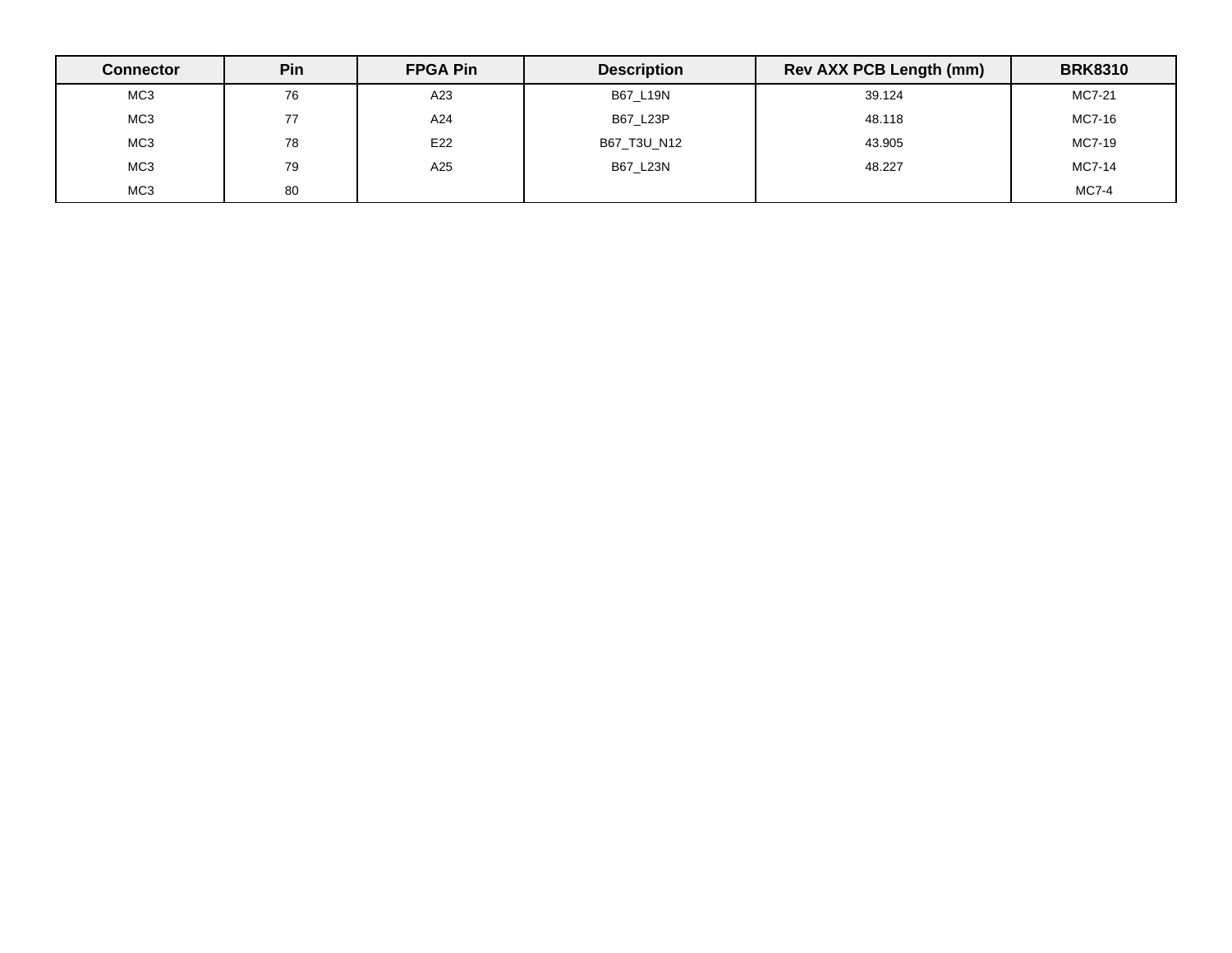| Connector | Pin | FPGA Pin | Description | Rev AXX PCB Length (mm) | BRK8310 |
|---|---|---|---|---|---|
| MC3 | 76 | A23 | B67_L19N | 39.124 | MC7-21 |
| MC3 | 77 | A24 | B67_L23P | 48.118 | MC7-16 |
| MC3 | 78 | E22 | B67_T3U_N12 | 43.905 | MC7-19 |
| MC3 | 79 | A25 | B67_L23N | 48.227 | MC7-14 |
| MC3 | 80 | | | | MC7-4 |